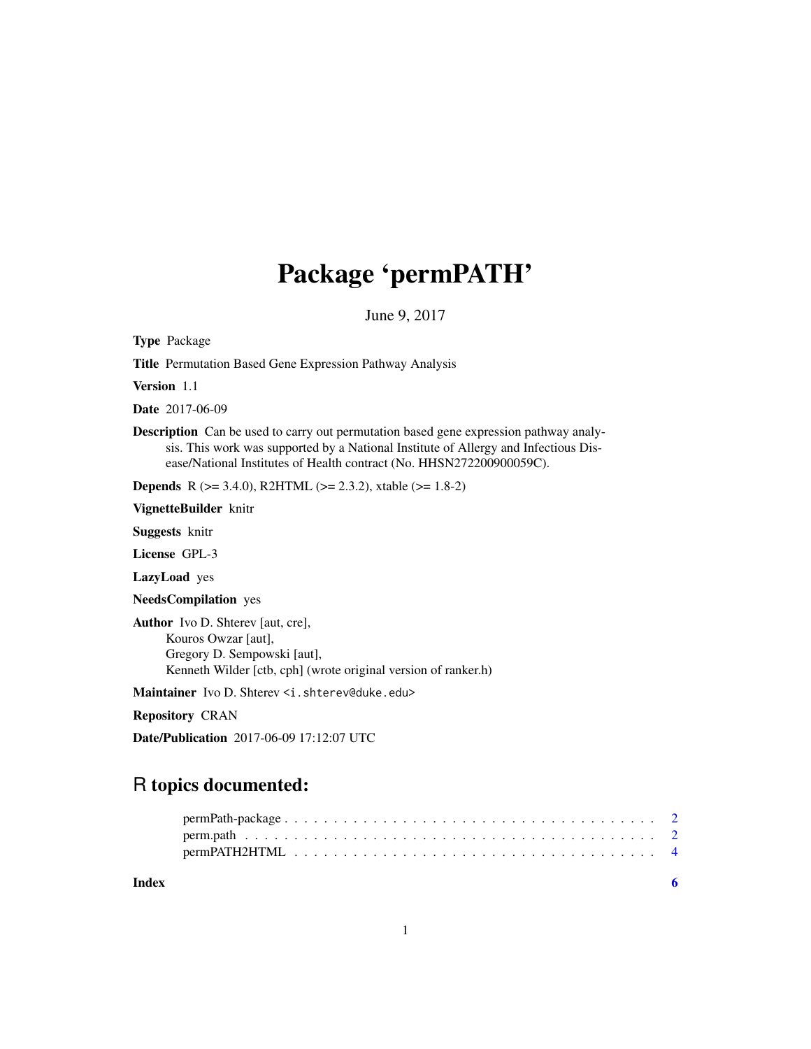# Package 'permPATH'

June 9, 2017

**Type** Package

**Title** Permutation Based Gene Expression Pathway Analysis

**Version** 1.1

**Date** 2017-06-09

**Description** Can be used to carry out permutation based gene expression pathway analysis. This work was supported by a National Institute of Allergy and Infectious Disease/National Institutes of Health contract (No. HHSN272200900059C).

**Depends** R (>= 3.4.0), R2HTML (>= 2.3.2), xtable (>= 1.8-2)

**VignetteBuilder** knitr

**Suggests** knitr

**License** GPL-3

**LazyLoad** yes

**NeedsCompilation** yes

**Author** Ivo D. Shterev [aut, cre],
Kouros Owzar [aut],
Gregory D. Sempowski [aut],
Kenneth Wilder [ctb, cph] (wrote original version of ranker.h)

**Maintainer** Ivo D. Shterev <i.shterev@duke.edu>

**Repository** CRAN

**Date/Publication** 2017-06-09 17:12:07 UTC

## R topics documented:

- permPath-package . . . . . . . . . . . . . . . . . . . . . . . . . . . . . . . . . . . . . . . . 2
- perm.path . . . . . . . . . . . . . . . . . . . . . . . . . . . . . . . . . . . . . . . . . . . 2
- permPATH2HTML . . . . . . . . . . . . . . . . . . . . . . . . . . . . . . . . . . . . . . . 4

**Index** **6**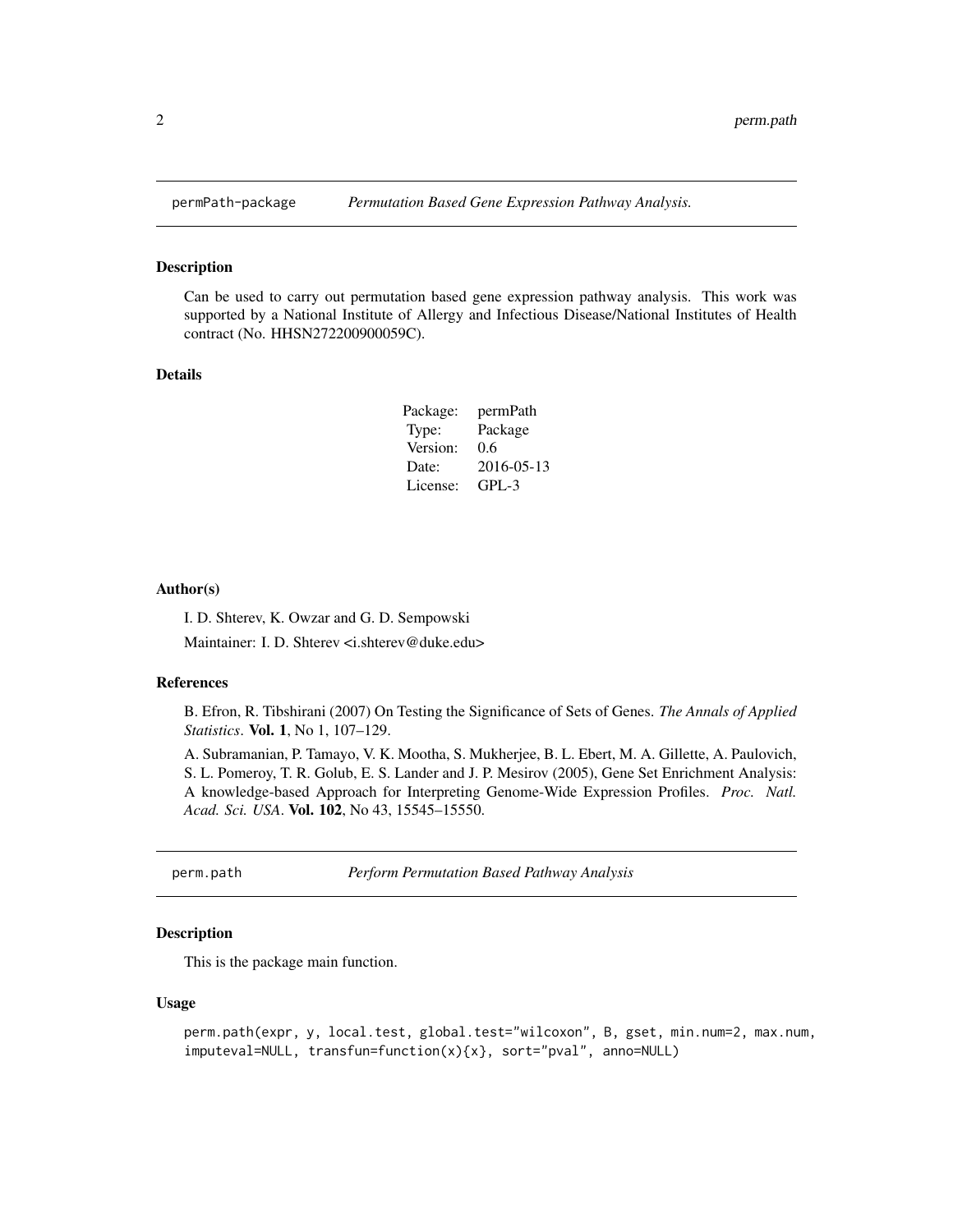## permPath-package — *Permutation Based Gene Expression Pathway Analysis.*

### Description

Can be used to carry out permutation based gene expression pathway analysis. This work was supported by a National Institute of Allergy and Infectious Disease/National Institutes of Health contract (No. HHSN272200900059C).

### Details

| | |
|---|---|
| Package: | permPath |
| Type: | Package |
| Version: | 0.6 |
| Date: | 2016-05-13 |
| License: | GPL-3 |

### Author(s)

I. D. Shterev, K. Owzar and G. D. Sempowski

Maintainer: I. D. Shterev <i.shterev@duke.edu>

### References

B. Efron, R. Tibshirani (2007) On Testing the Significance of Sets of Genes. *The Annals of Applied Statistics*. **Vol. 1**, No 1, 107–129.

A. Subramanian, P. Tamayo, V. K. Mootha, S. Mukherjee, B. L. Ebert, M. A. Gillette, A. Paulovich, S. L. Pomeroy, T. R. Golub, E. S. Lander and J. P. Mesirov (2005), Gene Set Enrichment Analysis: A knowledge-based Approach for Interpreting Genome-Wide Expression Profiles. *Proc. Natl. Acad. Sci. USA*. **Vol. 102**, No 43, 15545–15550.

## perm.path — *Perform Permutation Based Pathway Analysis*

### Description

This is the package main function.

### Usage

```
perm.path(expr, y, local.test, global.test="wilcoxon", B, gset, min.num=2, max.num,
imputeval=NULL, transfun=function(x){x}, sort="pval", anno=NULL)
```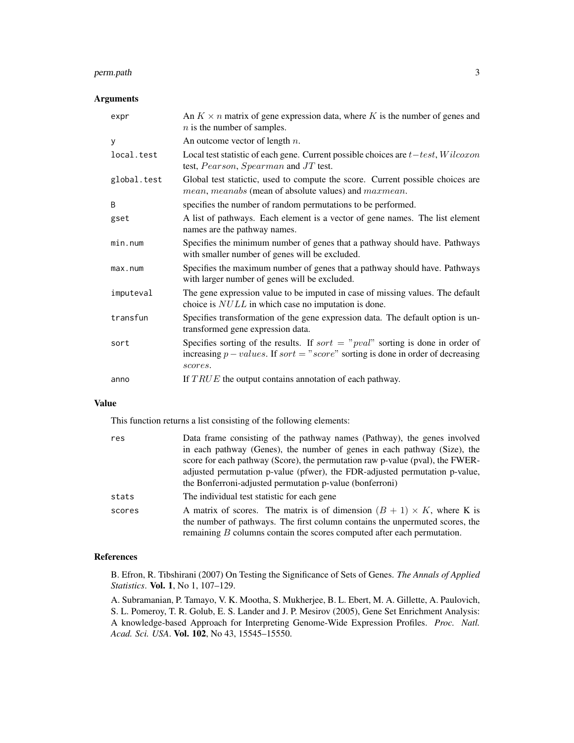## Arguments

| | |
|---|---|
| expr | An $K \times n$ matrix of gene expression data, where $K$ is the number of genes and $n$ is the number of samples. |
| y | An outcome vector of length $n$. |
| local.test | Local test statistic of each gene. Current possible choices are $t-test$, $Wilcoxon$ test, $Pearson$, $Spearman$ and $JT$ test. |
| global.test | Global test statictic, used to compute the score. Current possible choices are $mean$, $meanabs$ (mean of absolute values) and $maxmean$. |
| B | specifies the number of random permutations to be performed. |
| gset | A list of pathways. Each element is a vector of gene names. The list element names are the pathway names. |
| min.num | Specifies the minimum number of genes that a pathway should have. Pathways with smaller number of genes will be excluded. |
| max.num | Specifies the maximum number of genes that a pathway should have. Pathways with larger number of genes will be excluded. |
| imputeval | The gene expression value to be imputed in case of missing values. The default choice is $NULL$ in which case no imputation is done. |
| transfun | Specifies transformation of the gene expression data. The default option is untransformed gene expression data. |
| sort | Specifies sorting of the results. If $sort = "pval"$ sorting is done in order of increasing $p-values$. If $sort = "score"$ sorting is done in order of decreasing $scores$. |
| anno | If $TRUE$ the output contains annotation of each pathway. |

## Value

This function returns a list consisting of the following elements:

| | |
|---|---|
| res | Data frame consisting of the pathway names (Pathway), the genes involved in each pathway (Genes), the number of genes in each pathway (Size), the score for each pathway (Score), the permutation raw p-value (pval), the FWER-adjusted permutation p-value (pfwer), the FDR-adjusted permutation p-value, the Bonferroni-adjusted permutation p-value (bonferroni) |
| stats | The individual test statistic for each gene |
| scores | A matrix of scores. The matrix is of dimension $(B + 1) \times K$, where K is the number of pathways. The first column contains the unpermuted scores, the remaining $B$ columns contain the scores computed after each permutation. |

## References

B. Efron, R. Tibshirani (2007) On Testing the Significance of Sets of Genes. *The Annals of Applied Statistics*. **Vol. 1**, No 1, 107–129.

A. Subramanian, P. Tamayo, V. K. Mootha, S. Mukherjee, B. L. Ebert, M. A. Gillette, A. Paulovich, S. L. Pomeroy, T. R. Golub, E. S. Lander and J. P. Mesirov (2005), Gene Set Enrichment Analysis: A knowledge-based Approach for Interpreting Genome-Wide Expression Profiles. *Proc. Natl. Acad. Sci. USA*. **Vol. 102**, No 43, 15545–15550.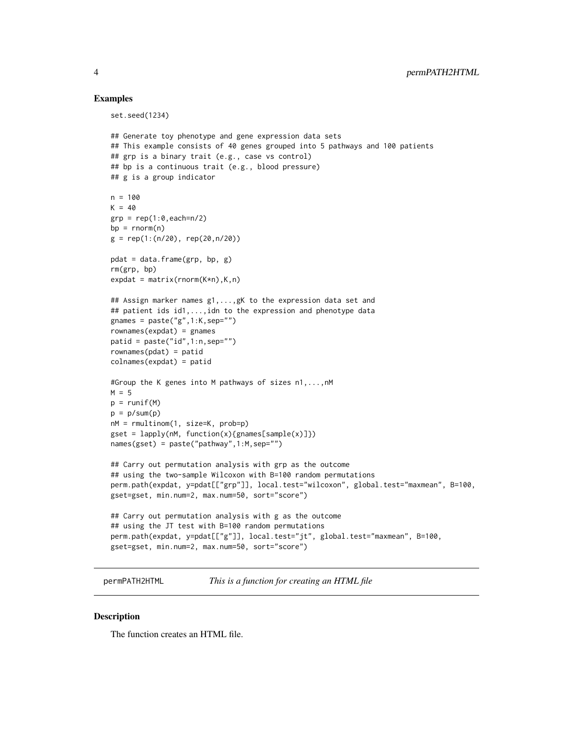## Examples

```
set.seed(1234)

## Generate toy phenotype and gene expression data sets
## This example consists of 40 genes grouped into 5 pathways and 100 patients
## grp is a binary trait (e.g., case vs control)
## bp is a continuous trait (e.g., blood pressure)
## g is a group indicator

n = 100
K = 40
grp = rep(1:0,each=n/2)
bp = rnorm(n)
g = rep(1:(n/20), rep(20,n/20))

pdat = data.frame(grp, bp, g)
rm(grp, bp)
expdat = matrix(rnorm(K*n),K,n)

## Assign marker names g1,...,gK to the expression data set and
## patient ids id1,...,idn to the expression and phenotype data
gnames = paste("g",1:K,sep="")
rownames(expdat) = gnames
patid = paste("id",1:n,sep="")
rownames(pdat) = patid
colnames(expdat) = patid

#Group the K genes into M pathways of sizes n1,...,nM
M = 5
p = runif(M)
p = p/sum(p)
nM = rmultinom(1, size=K, prob=p)
gset = lapply(nM, function(x){gnames[sample(x)]})
names(gset) = paste("pathway",1:M,sep="")

## Carry out permutation analysis with grp as the outcome
## using the two-sample Wilcoxon with B=100 random permutations
perm.path(expdat, y=pdat[["grp"]], local.test="wilcoxon", global.test="maxmean", B=100,
gset=gset, min.num=2, max.num=50, sort="score")

## Carry out permutation analysis with g as the outcome
## using the JT test with B=100 random permutations
perm.path(expdat, y=pdat[["g"]], local.test="jt", global.test="maxmean", B=100,
gset=gset, min.num=2, max.num=50, sort="score")
```

---

# permPATH2HTML *This is a function for creating an HTML file*

---

## Description

The function creates an HTML file.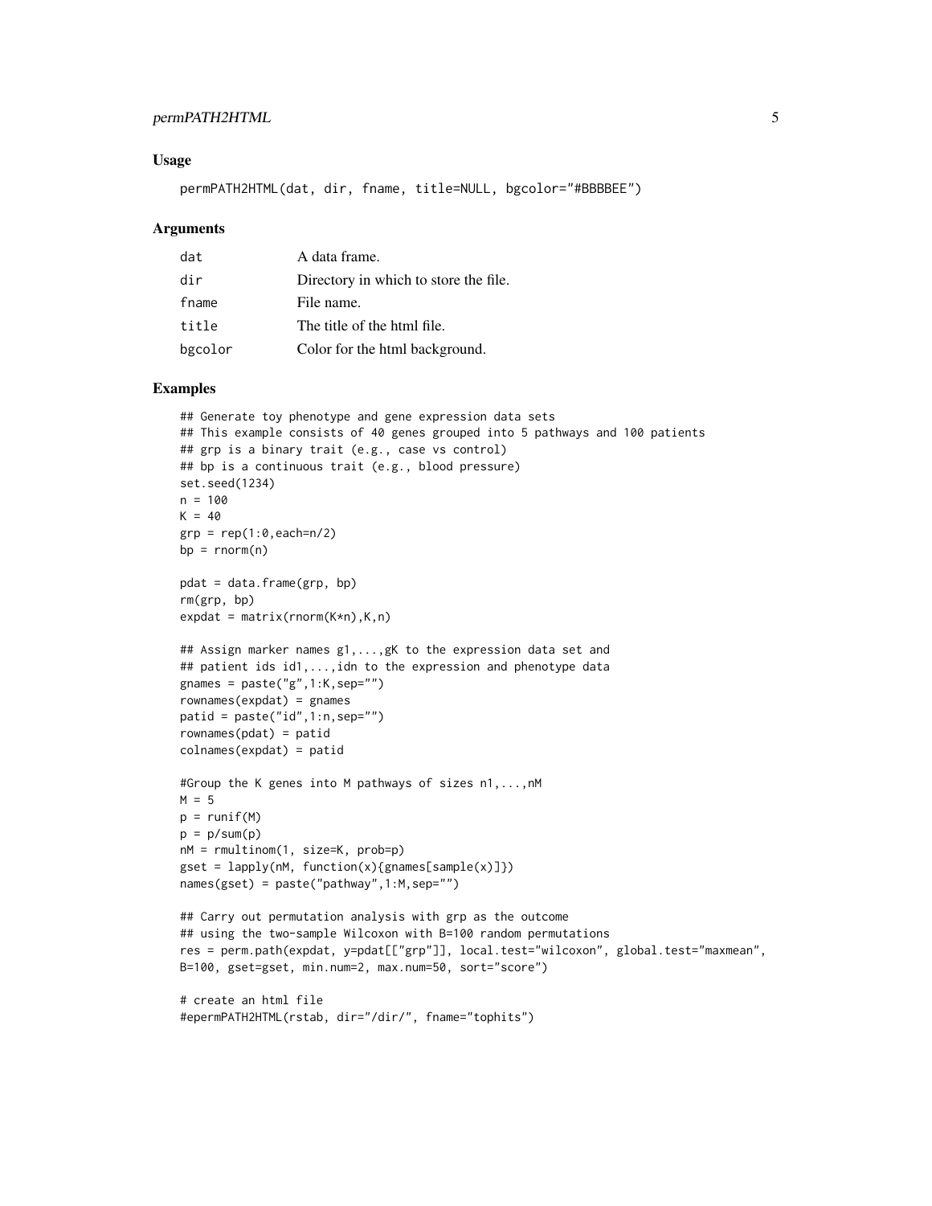### Usage

```
permPATH2HTML(dat, dir, fname, title=NULL, bgcolor="#BBBBEE")
```

### Arguments

| | |
|---|---|
| dat | A data frame. |
| dir | Directory in which to store the file. |
| fname | File name. |
| title | The title of the html file. |
| bgcolor | Color for the html background. |

### Examples

```
## Generate toy phenotype and gene expression data sets
## This example consists of 40 genes grouped into 5 pathways and 100 patients
## grp is a binary trait (e.g., case vs control)
## bp is a continuous trait (e.g., blood pressure)
set.seed(1234)
n = 100
K = 40
grp = rep(1:0,each=n/2)
bp = rnorm(n)

pdat = data.frame(grp, bp)
rm(grp, bp)
expdat = matrix(rnorm(K*n),K,n)

## Assign marker names g1,...,gK to the expression data set and
## patient ids id1,...,idn to the expression and phenotype data
gnames = paste("g",1:K,sep="")
rownames(expdat) = gnames
patid = paste("id",1:n,sep="")
rownames(pdat) = patid
colnames(expdat) = patid

#Group the K genes into M pathways of sizes n1,...,nM
M = 5
p = runif(M)
p = p/sum(p)
nM = rmultinom(1, size=K, prob=p)
gset = lapply(nM, function(x){gnames[sample(x)]})
names(gset) = paste("pathway",1:M,sep="")

## Carry out permutation analysis with grp as the outcome
## using the two-sample Wilcoxon with B=100 random permutations
res = perm.path(expdat, y=pdat[["grp"]], local.test="wilcoxon", global.test="maxmean",
B=100, gset=gset, min.num=2, max.num=50, sort="score")

# create an html file
#epermPATH2HTML(rstab, dir="/dir/", fname="tophits")
```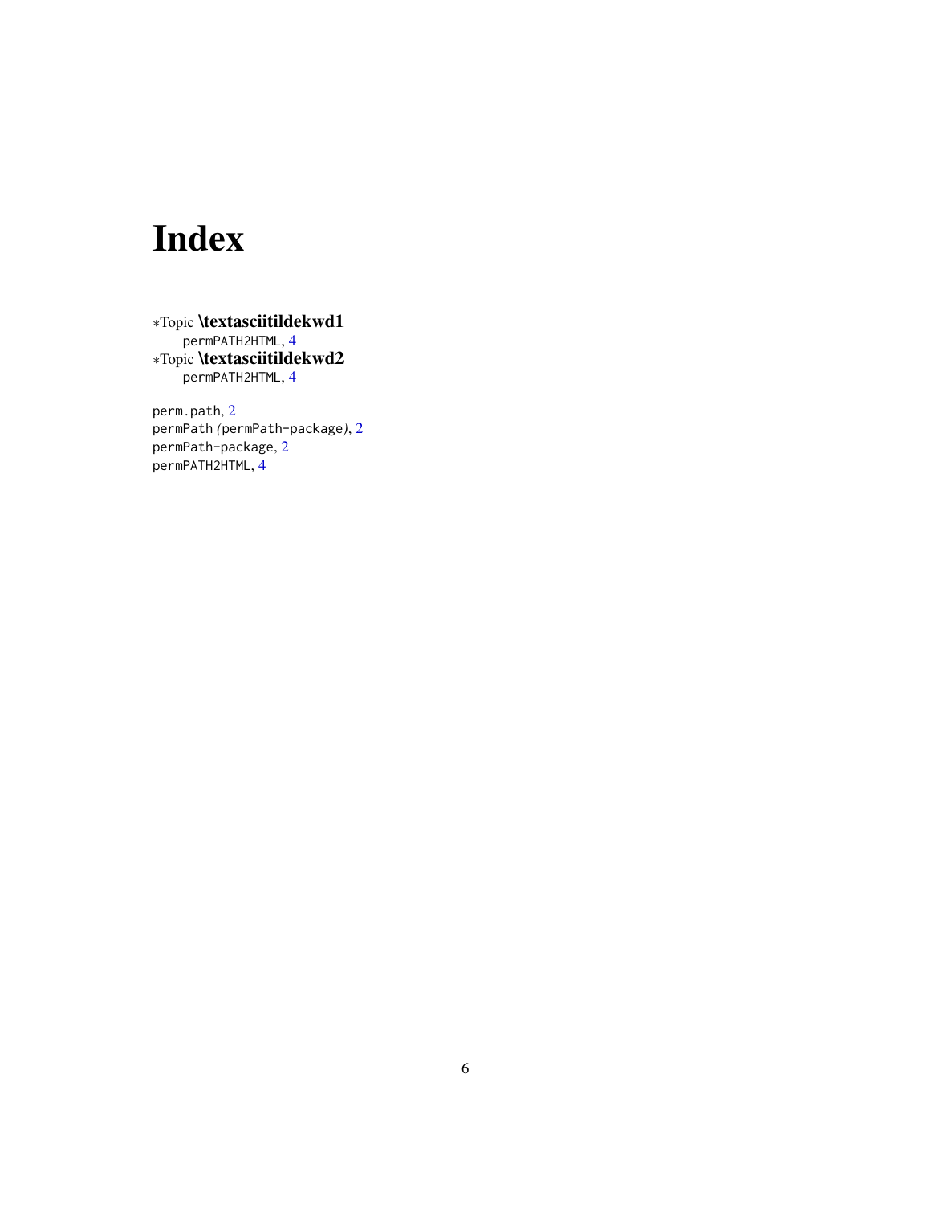# Index

∗Topic **\textasciitildekwd1**
    permPATH2HTML, 4
∗Topic **\textasciitildekwd2**
    permPATH2HTML, 4

perm.path, 2
permPath *(*permPath-package*)*, 2
permPath-package, 2
permPATH2HTML, 4